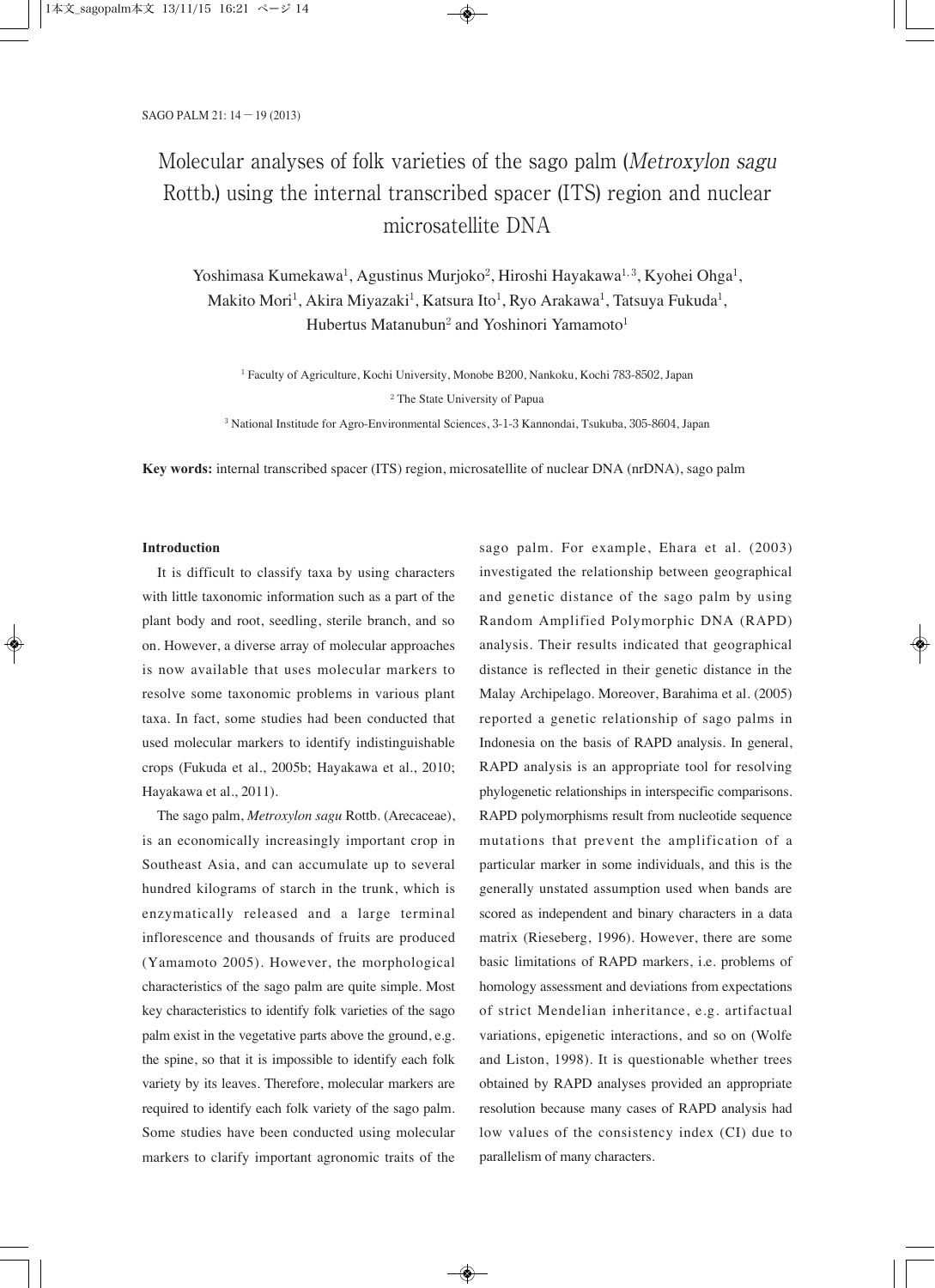# Molecular analyses of folk varieties of the sago palm (*Metroxylon sagu* Rottb.) using the internal transcribed spacer (ITS) region and nuclear microsatellite DNA

Yoshimasa Kumekawa[1], Agustinus Murjoko[2], Hiroshi Hayakawa[1,3], Kyohei Ohga[1], Makito Mori[1], Akira Miyazaki[1], Katsura Ito[1], Ryo Arakawa[1], Tatsuya Fukuda[1], Hubertus Matanubun[2] and Yoshinori Yamamoto[1]

[1] Faculty of Agriculture, Kochi University, Monobe B200, Nankoku, Kochi 783-8502, Japan

[2] The State University of Papua

[3] National Institute for Agro-Environmental Sciences, 3-1-3 Kannondai, Tsukuba, 305-8604, Japan

**Key words:** internal transcribed spacer (ITS) region, microsatellite of nuclear DNA (nrDNA), sago palm

## Introduction

It is difficult to classify taxa by using characters with little taxonomic information such as a part of the plant body and root, seedling, sterile branch, and so on. However, a diverse array of molecular approaches is now available that uses molecular markers to resolve some taxonomic problems in various plant taxa. In fact, some studies had been conducted that used molecular markers to identify indistinguishable crops (Fukuda et al., 2005b; Hayakawa et al., 2010; Hayakawa et al., 2011).

The sago palm, *Metroxylon sagu* Rottb. (Arecaceae), is an economically increasingly important crop in Southeast Asia, and can accumulate up to several hundred kilograms of starch in the trunk, which is enzymatically released and a large terminal inflorescence and thousands of fruits are produced (Yamamoto 2005). However, the morphological characteristics of the sago palm are quite simple. Most key characteristics to identify folk varieties of the sago palm exist in the vegetative parts above the ground, e.g. the spine, so that it is impossible to identify each folk variety by its leaves. Therefore, molecular markers are required to identify each folk variety of the sago palm. Some studies have been conducted using molecular markers to clarify important agronomic traits of the sago palm. For example, Ehara et al. (2003) investigated the relationship between geographical and genetic distance of the sago palm by using Random Amplified Polymorphic DNA (RAPD) analysis. Their results indicated that geographical distance is reflected in their genetic distance in the Malay Archipelago. Moreover, Barahima et al. (2005) reported a genetic relationship of sago palms in Indonesia on the basis of RAPD analysis. In general, RAPD analysis is an appropriate tool for resolving phylogenetic relationships in interspecific comparisons. RAPD polymorphisms result from nucleotide sequence mutations that prevent the amplification of a particular marker in some individuals, and this is the generally unstated assumption used when bands are scored as independent and binary characters in a data matrix (Rieseberg, 1996). However, there are some basic limitations of RAPD markers, i.e. problems of homology assessment and deviations from expectations of strict Mendelian inheritance, e.g. artifactual variations, epigenetic interactions, and so on (Wolfe and Liston, 1998). It is questionable whether trees obtained by RAPD analyses provided an appropriate resolution because many cases of RAPD analysis had low values of the consistency index (CI) due to parallelism of many characters.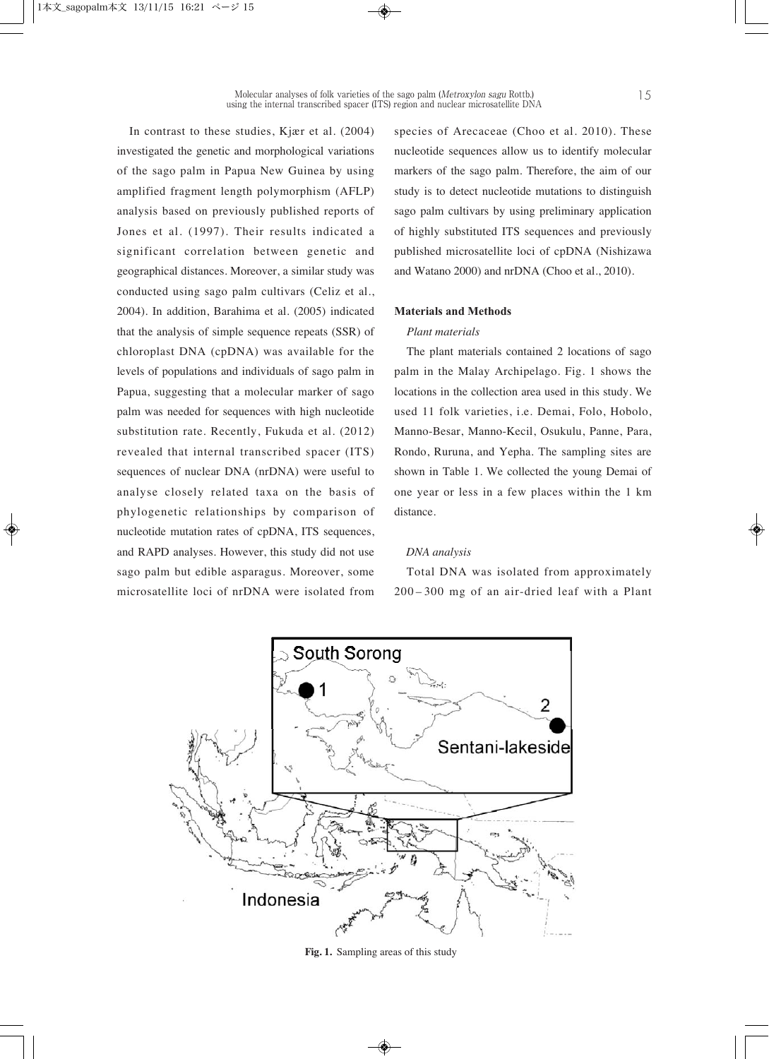In contrast to these studies, Kjær et al. (2004) investigated the genetic and morphological variations of the sago palm in Papua New Guinea by using amplified fragment length polymorphism (AFLP) analysis based on previously published reports of Jones et al. (1997). Their results indicated a significant correlation between genetic and geographical distances. Moreover, a similar study was conducted using sago palm cultivars (Celiz et al., 2004). In addition, Barahima et al. (2005) indicated that the analysis of simple sequence repeats (SSR) of chloroplast DNA (cpDNA) was available for the levels of populations and individuals of sago palm in Papua, suggesting that a molecular marker of sago palm was needed for sequences with high nucleotide substitution rate. Recently, Fukuda et al. (2012) revealed that internal transcribed spacer (ITS) sequences of nuclear DNA (nrDNA) were useful to analyse closely related taxa on the basis of phylogenetic relationships by comparison of nucleotide mutation rates of cpDNA, ITS sequences, and RAPD analyses. However, this study did not use sago palm but edible asparagus. Moreover, some microsatellite loci of nrDNA were isolated from species of Arecaceae (Choo et al. 2010). These nucleotide sequences allow us to identify molecular markers of the sago palm. Therefore, the aim of our study is to detect nucleotide mutations to distinguish sago palm cultivars by using preliminary application of highly substituted ITS sequences and previously published microsatellite loci of cpDNA (Nishizawa and Watano 2000) and nrDNA (Choo et al., 2010).

## Materials and Methods

*Plant materials*

The plant materials contained 2 locations of sago palm in the Malay Archipelago. Fig. 1 shows the locations in the collection area used in this study. We used 11 folk varieties, i.e. Demai, Folo, Hobolo, Manno-Besar, Manno-Kecil, Osukulu, Panne, Para, Rondo, Ruruna, and Yepha. The sampling sites are shown in Table 1. We collected the young Demai of one year or less in a few places within the 1 km distance.

*DNA analysis*

Total DNA was isolated from approximately 200 – 300 mg of an air-dried leaf with a Plant

South Sorong
1
2
Sentani-lakeside
Indonesia

**Fig. 1.** Sampling areas of this study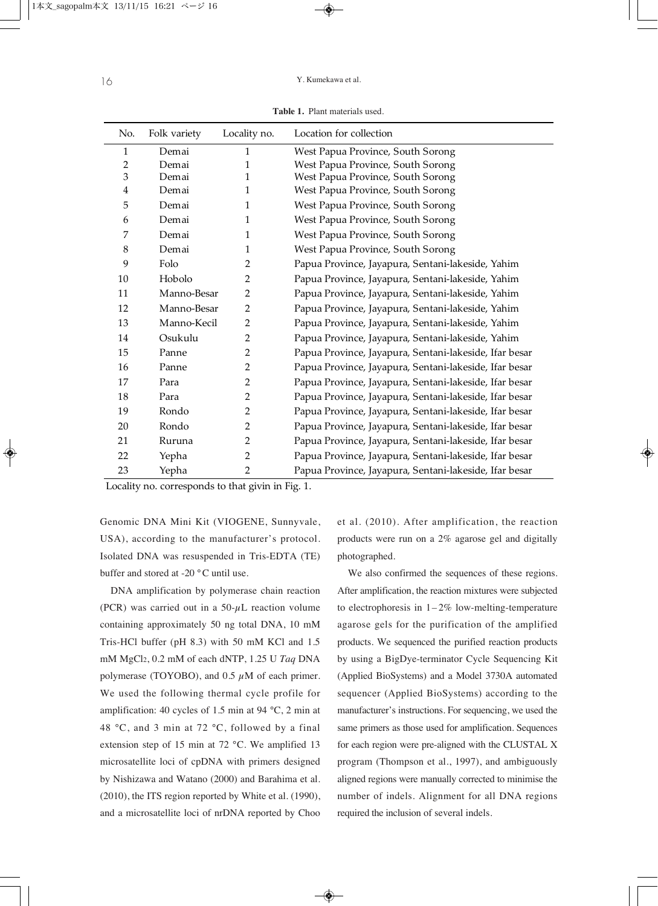**Table 1.** Plant materials used.

| No. | Folk variety | Locality no. | Location for collection |
|---|---|---|---|
| 1 | Demai | 1 | West Papua Province, South Sorong |
| 2 | Demai | 1 | West Papua Province, South Sorong |
| 3 | Demai | 1 | West Papua Province, South Sorong |
| 4 | Demai | 1 | West Papua Province, South Sorong |
| 5 | Demai | 1 | West Papua Province, South Sorong |
| 6 | Demai | 1 | West Papua Province, South Sorong |
| 7 | Demai | 1 | West Papua Province, South Sorong |
| 8 | Demai | 1 | West Papua Province, South Sorong |
| 9 | Folo | 2 | Papua Province, Jayapura, Sentani-lakeside, Yahim |
| 10 | Hobolo | 2 | Papua Province, Jayapura, Sentani-lakeside, Yahim |
| 11 | Manno-Besar | 2 | Papua Province, Jayapura, Sentani-lakeside, Yahim |
| 12 | Manno-Besar | 2 | Papua Province, Jayapura, Sentani-lakeside, Yahim |
| 13 | Manno-Kecil | 2 | Papua Province, Jayapura, Sentani-lakeside, Yahim |
| 14 | Osukulu | 2 | Papua Province, Jayapura, Sentani-lakeside, Yahim |
| 15 | Panne | 2 | Papua Province, Jayapura, Sentani-lakeside, Ifar besar |
| 16 | Panne | 2 | Papua Province, Jayapura, Sentani-lakeside, Ifar besar |
| 17 | Para | 2 | Papua Province, Jayapura, Sentani-lakeside, Ifar besar |
| 18 | Para | 2 | Papua Province, Jayapura, Sentani-lakeside, Ifar besar |
| 19 | Rondo | 2 | Papua Province, Jayapura, Sentani-lakeside, Ifar besar |
| 20 | Rondo | 2 | Papua Province, Jayapura, Sentani-lakeside, Ifar besar |
| 21 | Ruruna | 2 | Papua Province, Jayapura, Sentani-lakeside, Ifar besar |
| 22 | Yepha | 2 | Papua Province, Jayapura, Sentani-lakeside, Ifar besar |
| 23 | Yepha | 2 | Papua Province, Jayapura, Sentani-lakeside, Ifar besar |

Locality no. corresponds to that givin in Fig. 1.

Genomic DNA Mini Kit (VIOGENE, Sunnyvale, USA), according to the manufacturer's protocol. Isolated DNA was resuspended in Tris-EDTA (TE) buffer and stored at -20 °C until use.

DNA amplification by polymerase chain reaction (PCR) was carried out in a 50-$\mu$L reaction volume containing approximately 50 ng total DNA, 10 mM Tris-HCl buffer (pH 8.3) with 50 mM KCl and 1.5 mM $MgCl_2$, 0.2 mM of each dNTP, 1.25 U *Taq* DNA polymerase (TOYOBO), and 0.5 $\mu$M of each primer. We used the following thermal cycle profile for amplification: 40 cycles of 1.5 min at 94 °C, 2 min at 48 °C, and 3 min at 72 °C, followed by a final extension step of 15 min at 72 °C. We amplified 13 microsatellite loci of cpDNA with primers designed by Nishizawa and Watano (2000) and Barahima et al. (2010), the ITS region reported by White et al. (1990), and a microsatellite loci of nrDNA reported by Choo et al. (2010). After amplification, the reaction products were run on a 2% agarose gel and digitally photographed.

We also confirmed the sequences of these regions. After amplification, the reaction mixtures were subjected to electrophoresis in 1–2% low-melting-temperature agarose gels for the purification of the amplified products. We sequenced the purified reaction products by using a BigDye-terminator Cycle Sequencing Kit (Applied BioSystems) and a Model 3730A automated sequencer (Applied BioSystems) according to the manufacturer's instructions. For sequencing, we used the same primers as those used for amplification. Sequences for each region were pre-aligned with the CLUSTAL X program (Thompson et al., 1997), and ambiguously aligned regions were manually corrected to minimise the number of indels. Alignment for all DNA regions required the inclusion of several indels.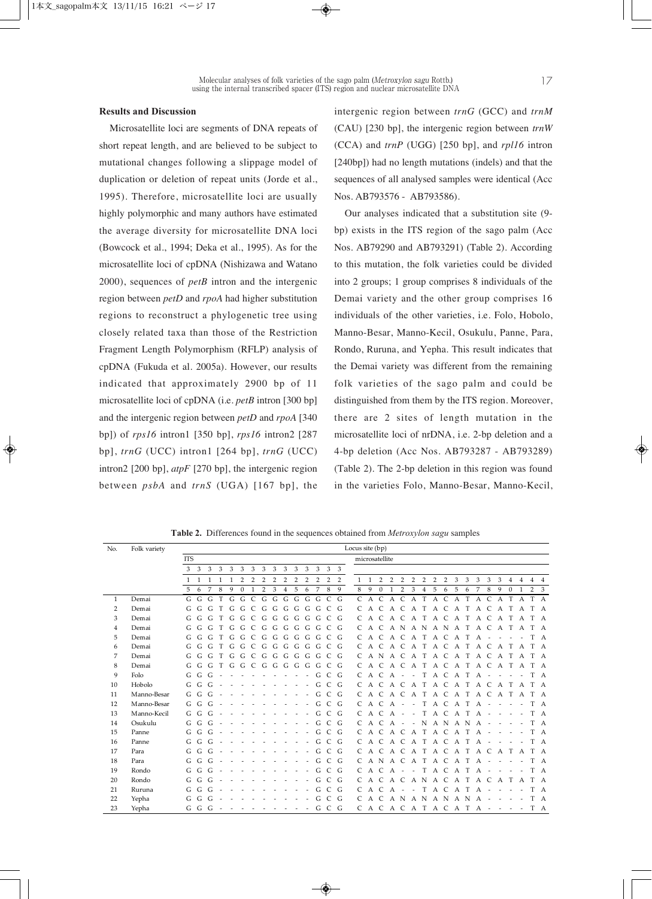### Results and Discussion

Microsatellite loci are segments of DNA repeats of short repeat length, and are believed to be subject to mutational changes following a slippage model of duplication or deletion of repeat units (Jorde et al., 1995). Therefore, microsatellite loci are usually highly polymorphic and many authors have estimated the average diversity for microsatellite DNA loci (Bowcock et al., 1994; Deka et al., 1995). As for the microsatellite loci of cpDNA (Nishizawa and Watano 2000), sequences of *petB* intron and the intergenic region between *petD* and *rpoA* had higher substitution regions to reconstruct a phylogenetic tree using closely related taxa than those of the Restriction Fragment Length Polymorphism (RFLP) analysis of cpDNA (Fukuda et al. 2005a). However, our results indicated that approximately 2900 bp of 11 microsatellite loci of cpDNA (i.e. *petB* intron [300 bp] and the intergenic region between *petD* and *rpoA* [340 bp]) of *rps16* intron1 [350 bp], *rps16* intron2 [287 bp], *trnG* (UCC) intron1 [264 bp], *trnG* (UCC) intron2 [200 bp], *atpF* [270 bp], the intergenic region between *psbA* and *trnS* (UGA) [167 bp], the intergenic region between *trnG* (GCC) and *trnM* (CAU) [230 bp], the intergenic region between *trnW* (CCA) and *trnP* (UGG) [250 bp], and *rpl16* intron [240bp]) had no length mutations (indels) and that the sequences of all analysed samples were identical (Acc Nos. AB793576 - AB793586).

Our analyses indicated that a substitution site (9-bp) exists in the ITS region of the sago palm (Acc Nos. AB79290 and AB793291) (Table 2). According to this mutation, the folk varieties could be divided into 2 groups; 1 group comprises 8 individuals of the Demai variety and the other group comprises 16 individuals of the other varieties, i.e. Folo, Hobolo, Manno-Besar, Manno-Kecil, Osukulu, Panne, Para, Rondo, Ruruna, and Yepha. This result indicates that the Demai variety was different from the remaining folk varieties of the sago palm and could be distinguished from them by the ITS region. Moreover, there are 2 sites of length mutation in the microsatellite loci of nrDNA, i.e. 2-bp deletion and a 4-bp deletion (Acc Nos. AB793287 - AB793289) (Table 2). The 2-bp deletion in this region was found in the varieties Folo, Manno-Besar, Manno-Kecil,

**Table 2.** Differences found in the sequences obtained from *Metroxylon sagu* samples

| No. | Folk variety | Locus site (bp) | | | | | | | | | | | | | | | | | | | | | | | | | | | | | | | | |
|---|---|---|---|---|---|---|---|---|---|---|---|---|---|---|---|---|---|---|---|---|---|---|---|---|---|---|---|---|---|---|---|---|---|---|
| | | ITS | | | | | | | | | | | | | | | microsatellite | | | | | | | | | | | | | | | | | |
| | | 315 | 316 | 317 | 318 | 319 | 320 | 321 | 322 | 323 | 324 | 325 | 326 | 327 | 328 | 329 | 18 | 19 | 20 | 21 | 22 | 23 | 24 | 25 | 26 | 35 | 36 | 37 | 38 | 39 | 40 | 41 | 42 | 43 |
| 1 | Demai | G | G | G | T | G | G | C | G | G | G | G | G | G | C | G | C | A | C | A | C | A | T | A | C | A | T | A | C | A | T | A | T | A |
| 2 | Demai | G | G | G | T | G | G | C | G | G | G | G | G | G | C | G | C | A | C | A | C | A | T | A | C | A | T | A | C | A | T | A | T | A |
| 3 | Demai | G | G | G | T | G | G | C | G | G | G | G | G | G | C | G | C | A | C | A | C | A | T | A | C | A | T | A | C | A | T | A | T | A |
| 4 | Demai | G | G | G | T | G | G | C | G | G | G | G | G | G | C | G | C | A | C | A | N | A | N | A | N | A | T | A | C | A | T | A | T | A |
| 5 | Demai | G | G | G | T | G | G | C | G | G | G | G | G | G | C | G | C | A | C | A | C | A | T | A | C | A | T | A | - | - | - | - | T | A |
| 6 | Demai | G | G | G | T | G | G | C | G | G | G | G | G | G | C | G | C | A | C | A | C | A | T | A | C | A | T | A | C | A | T | A | T | A |
| 7 | Demai | G | G | G | T | G | G | C | G | G | G | G | G | G | C | G | C | A | N | A | C | A | T | A | C | A | T | A | C | A | T | A | T | A |
| 8 | Demai | G | G | G | T | G | G | C | G | G | G | G | G | G | C | G | C | A | C | A | C | A | T | A | C | A | T | A | C | A | T | A | T | A |
| 9 | Folo | G | G | G | - | - | - | - | - | - | - | - | - | G | C | G | C | A | C | A | - | - | T | A | C | A | T | A | - | - | - | - | T | A |
| 10 | Hobolo | G | G | G | - | - | - | - | - | - | - | - | - | G | C | G | C | A | C | A | C | A | T | A | C | A | T | A | C | A | T | A | T | A |
| 11 | Manno-Besar | G | G | G | - | - | - | - | - | - | - | - | - | G | C | G | C | A | C | A | C | A | T | A | C | A | T | A | C | A | T | A | T | A |
| 12 | Manno-Besar | G | G | G | - | - | - | - | - | - | - | - | - | G | C | G | C | A | C | A | - | - | T | A | C | A | T | A | - | - | - | - | T | A |
| 13 | Manno-Kecil | G | G | G | - | - | - | - | - | - | - | - | - | G | C | G | C | A | C | A | - | - | T | A | C | A | T | A | - | - | - | - | T | A |
| 14 | Osukulu | G | G | G | - | - | - | - | - | - | - | - | - | G | C | G | C | A | C | A | - | - | N | A | N | A | N | A | - | - | - | - | T | A |
| 15 | Panne | G | G | G | - | - | - | - | - | - | - | - | - | G | C | G | C | A | C | A | C | A | T | A | C | A | T | A | - | - | - | - | T | A |
| 16 | Panne | G | G | G | - | - | - | - | - | - | - | - | - | G | C | G | C | A | C | A | C | A | T | A | C | A | T | A | - | - | - | - | T | A |
| 17 | Para | G | G | G | - | - | - | - | - | - | - | - | - | G | C | G | C | A | C | A | C | A | T | A | C | A | T | A | C | A | T | A | T | A |
| 18 | Para | G | G | G | - | - | - | - | - | - | - | - | - | G | C | G | C | A | N | A | C | A | T | A | C | A | T | A | - | - | - | - | T | A |
| 19 | Rondo | G | G | G | - | - | - | - | - | - | - | - | - | G | C | G | C | A | C | A | - | - | T | A | C | A | T | A | - | - | - | - | T | A |
| 20 | Rondo | G | G | G | - | - | - | - | - | - | - | - | - | G | C | G | C | A | C | A | C | A | N | A | C | A | T | A | C | A | T | A | T | A |
| 21 | Ruruna | G | G | G | - | - | - | - | - | - | - | - | - | G | C | G | C | A | C | A | - | - | T | A | C | A | T | A | - | - | - | - | T | A |
| 22 | Yepha | G | G | G | - | - | - | - | - | - | - | - | - | G | C | G | C | A | C | A | N | A | N | A | N | A | N | A | - | - | - | - | T | A |
| 23 | Yepha | G | G | G | - | - | - | - | - | - | - | - | - | G | C | G | C | A | C | A | C | A | T | A | C | A | T | A | - | - | - | - | T | A |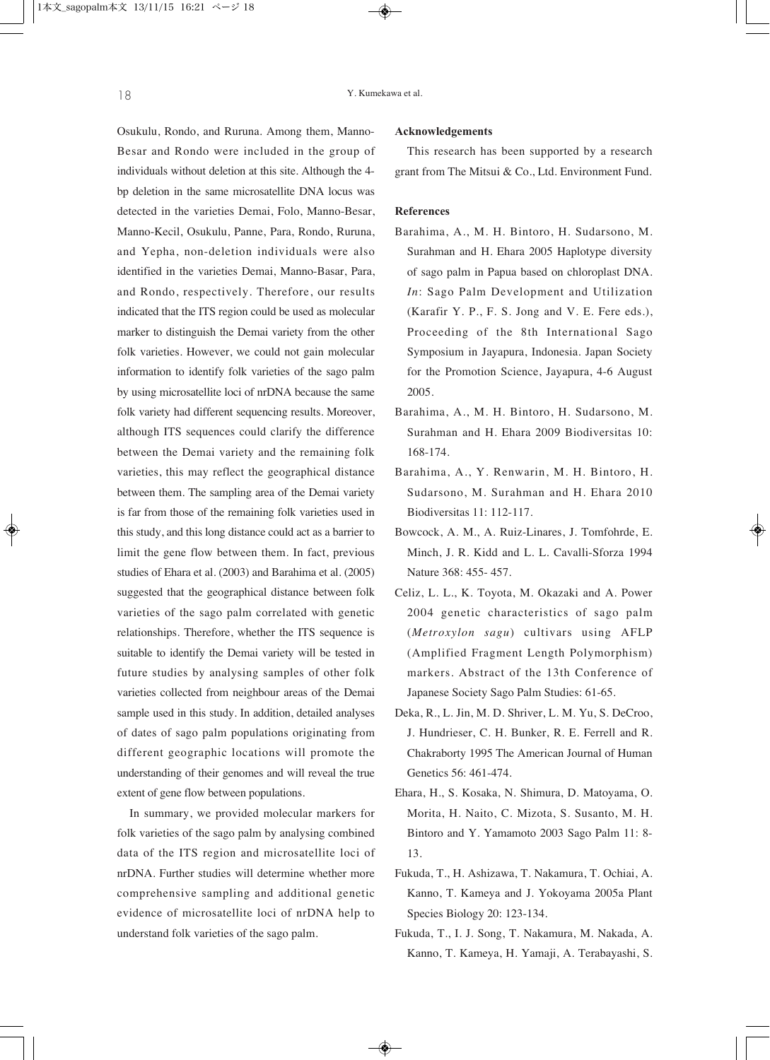Osukulu, Rondo, and Ruruna. Among them, Manno-Besar and Rondo were included in the group of individuals without deletion at this site. Although the 4-bp deletion in the same microsatellite DNA locus was detected in the varieties Demai, Folo, Manno-Besar, Manno-Kecil, Osukulu, Panne, Para, Rondo, Ruruna, and Yepha, non-deletion individuals were also identified in the varieties Demai, Manno-Basar, Para, and Rondo, respectively. Therefore, our results indicated that the ITS region could be used as molecular marker to distinguish the Demai variety from the other folk varieties. However, we could not gain molecular information to identify folk varieties of the sago palm by using microsatellite loci of nrDNA because the same folk variety had different sequencing results. Moreover, although ITS sequences could clarify the difference between the Demai variety and the remaining folk varieties, this may reflect the geographical distance between them. The sampling area of the Demai variety is far from those of the remaining folk varieties used in this study, and this long distance could act as a barrier to limit the gene flow between them. In fact, previous studies of Ehara et al. (2003) and Barahima et al. (2005) suggested that the geographical distance between folk varieties of the sago palm correlated with genetic relationships. Therefore, whether the ITS sequence is suitable to identify the Demai variety will be tested in future studies by analysing samples of other folk varieties collected from neighbour areas of the Demai sample used in this study. In addition, detailed analyses of dates of sago palm populations originating from different geographic locations will promote the understanding of their genomes and will reveal the true extent of gene flow between populations.

In summary, we provided molecular markers for folk varieties of the sago palm by analysing combined data of the ITS region and microsatellite loci of nrDNA. Further studies will determine whether more comprehensive sampling and additional genetic evidence of microsatellite loci of nrDNA help to understand folk varieties of the sago palm.

## Acknowledgements

This research has been supported by a research grant from The Mitsui & Co., Ltd. Environment Fund.

## References

Barahima, A., M. H. Bintoro, H. Sudarsono, M. Surahman and H. Ehara 2005 Haplotype diversity of sago palm in Papua based on chloroplast DNA. *In*: Sago Palm Development and Utilization (Karafir Y. P., F. S. Jong and V. E. Fere eds.), Proceeding of the 8th International Sago Symposium in Jayapura, Indonesia. Japan Society for the Promotion Science, Jayapura, 4-6 August 2005.

Barahima, A., M. H. Bintoro, H. Sudarsono, M. Surahman and H. Ehara 2009 Biodiversitas 10: 168-174.

Barahima, A., Y. Renwarin, M. H. Bintoro, H. Sudarsono, M. Surahman and H. Ehara 2010 Biodiversitas 11: 112-117.

Bowcock, A. M., A. Ruiz-Linares, J. Tomfohrde, E. Minch, J. R. Kidd and L. L. Cavalli-Sforza 1994 Nature 368: 455- 457.

Celiz, L. L., K. Toyota, M. Okazaki and A. Power 2004 genetic characteristics of sago palm (*Metroxylon sagu*) cultivars using AFLP (Amplified Fragment Length Polymorphism) markers. Abstract of the 13th Conference of Japanese Society Sago Palm Studies: 61-65.

Deka, R., L. Jin, M. D. Shriver, L. M. Yu, S. DeCroo, J. Hundrieser, C. H. Bunker, R. E. Ferrell and R. Chakraborty 1995 The American Journal of Human Genetics 56: 461-474.

Ehara, H., S. Kosaka, N. Shimura, D. Matoyama, O. Morita, H. Naito, C. Mizota, S. Susanto, M. H. Bintoro and Y. Yamamoto 2003 Sago Palm 11: 8-13.

Fukuda, T., H. Ashizawa, T. Nakamura, T. Ochiai, A. Kanno, T. Kameya and J. Yokoyama 2005a Plant Species Biology 20: 123-134.

Fukuda, T., I. J. Song, T. Nakamura, M. Nakada, A. Kanno, T. Kameya, H. Yamaji, A. Terabayashi, S.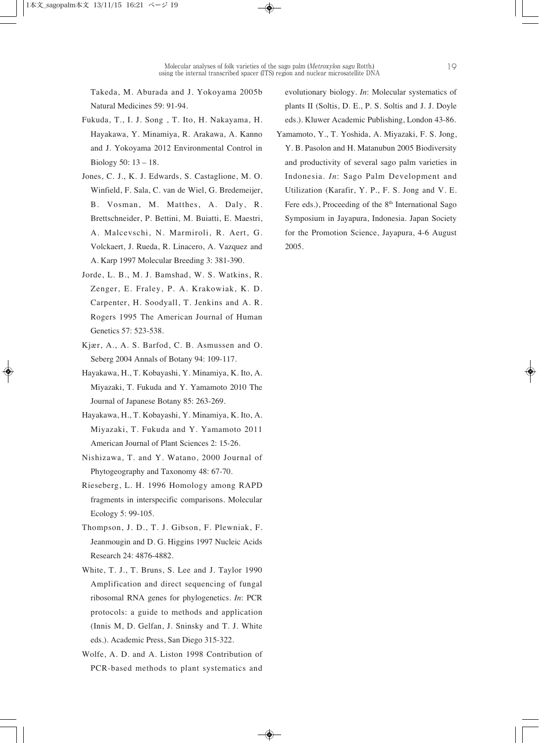Takeda, M. Aburada and J. Yokoyama 2005b Natural Medicines 59: 91-94.

Fukuda, T., I. J. Song , T. Ito, H. Nakayama, H. Hayakawa, Y. Minamiya, R. Arakawa, A. Kanno and J. Yokoyama 2012 Environmental Control in Biology 50: 13 – 18.

Jones, C. J., K. J. Edwards, S. Castaglione, M. O. Winfield, F. Sala, C. van de Wiel, G. Bredemeijer, B. Vosman, M. Matthes, A. Daly, R. Brettschneider, P. Bettini, M. Buiatti, E. Maestri, A. Malcevschi, N. Marmiroli, R. Aert, G. Volckaert, J. Rueda, R. Linacero, A. Vazquez and A. Karp 1997 Molecular Breeding 3: 381-390.

Jorde, L. B., M. J. Bamshad, W. S. Watkins, R. Zenger, E. Fraley, P. A. Krakowiak, K. D. Carpenter, H. Soodyall, T. Jenkins and A. R. Rogers 1995 The American Journal of Human Genetics 57: 523-538.

Kjær, A., A. S. Barfod, C. B. Asmussen and O. Seberg 2004 Annals of Botany 94: 109-117.

Hayakawa, H., T. Kobayashi, Y. Minamiya, K. Ito, A. Miyazaki, T. Fukuda and Y. Yamamoto 2010 The Journal of Japanese Botany 85: 263-269.

Hayakawa, H., T. Kobayashi, Y. Minamiya, K. Ito, A. Miyazaki, T. Fukuda and Y. Yamamoto 2011 American Journal of Plant Sciences 2: 15-26.

Nishizawa, T. and Y. Watano, 2000 Journal of Phytogeography and Taxonomy 48: 67-70.

Rieseberg, L. H. 1996 Homology among RAPD fragments in interspecific comparisons. Molecular Ecology 5: 99-105.

Thompson, J. D., T. J. Gibson, F. Plewniak, F. Jeanmougin and D. G. Higgins 1997 Nucleic Acids Research 24: 4876-4882.

White, T. J., T. Bruns, S. Lee and J. Taylor 1990 Amplification and direct sequencing of fungal ribosomal RNA genes for phylogenetics. *In*: PCR protocols: a guide to methods and application (Innis M, D. Gelfan, J. Sninsky and T. J. White eds.). Academic Press, San Diego 315-322.

Wolfe, A. D. and A. Liston 1998 Contribution of PCR-based methods to plant systematics and evolutionary biology. *In*: Molecular systematics of plants II (Soltis, D. E., P. S. Soltis and J. J. Doyle eds.). Kluwer Academic Publishing, London 43-86.

Yamamoto, Y., T. Yoshida, A. Miyazaki, F. S. Jong, Y. B. Pasolon and H. Matanubun 2005 Biodiversity and productivity of several sago palm varieties in Indonesia. *In*: Sago Palm Development and Utilization (Karafir, Y. P., F. S. Jong and V. E. Fere eds.), Proceeding of the 8th International Sago Symposium in Jayapura, Indonesia. Japan Society for the Promotion Science, Jayapura, 4-6 August 2005.